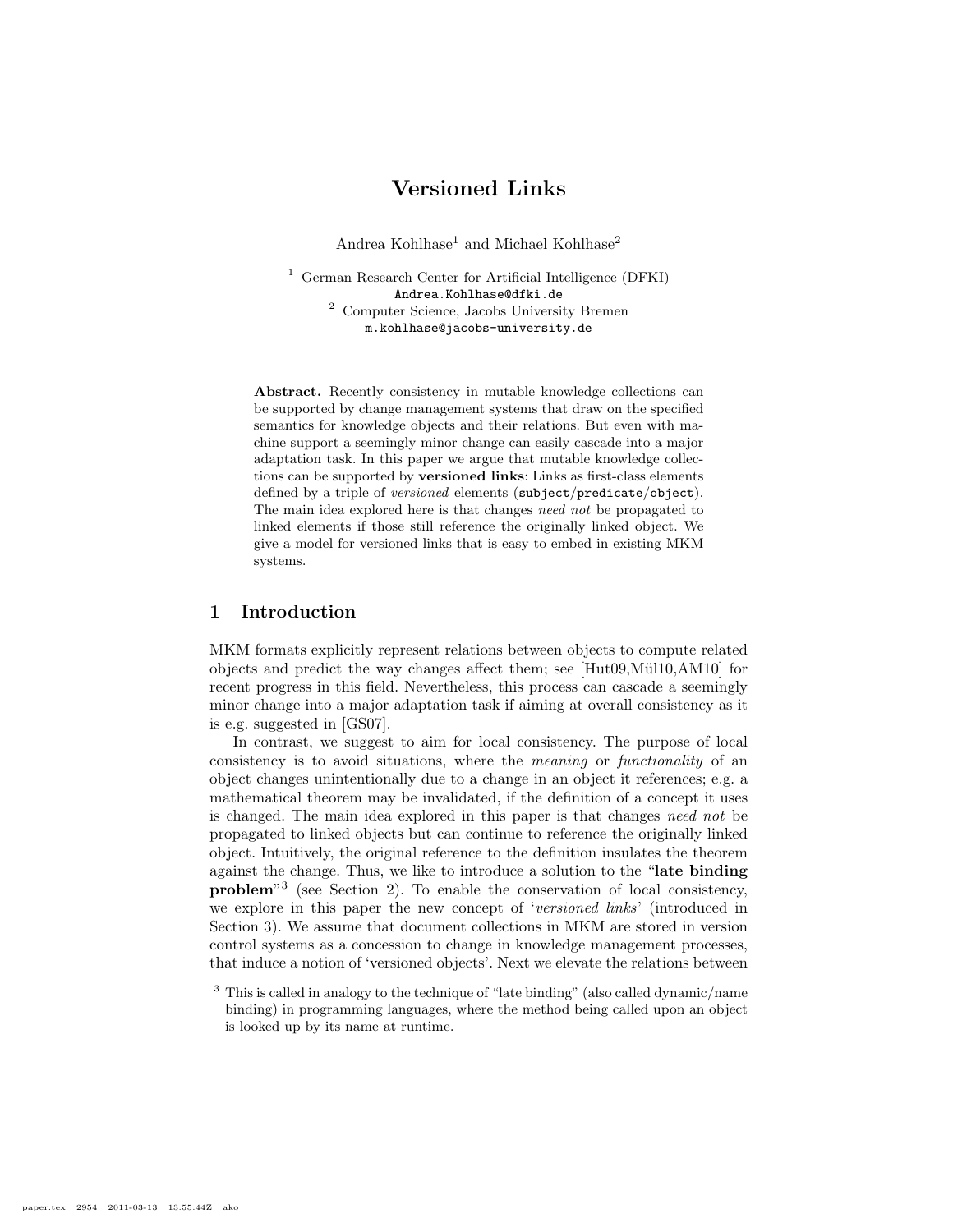# Versioned Links

Andrea Kohlhase[1] and Michael Kohlhase[2]

[1] German Research Center for Artificial Intelligence (DFKI)
Andrea.Kohlhase@dfki.de
[2] Computer Science, Jacobs University Bremen
m.kohlhase@jacobs-university.de

**Abstract.** Recently consistency in mutable knowledge collections can be supported by change management systems that draw on the specified semantics for knowledge objects and their relations. But even with machine support a seemingly minor change can easily cascade into a major adaptation task. In this paper we argue that mutable knowledge collections can be supported by **versioned links**: Links as first-class elements defined by a triple of *versioned* elements (`subject`/`predicate`/`object`). The main idea explored here is that changes *need not* be propagated to linked elements if those still reference the originally linked object. We give a model for versioned links that is easy to embed in existing MKM systems.

## 1 Introduction

MKM formats explicitly represent relations between objects to compute related objects and predict the way changes affect them; see [Hut09,Mül10,AM10] for recent progress in this field. Nevertheless, this process can cascade a seemingly minor change into a major adaptation task if aiming at overall consistency as it is e.g. suggested in [GS07].

In contrast, we suggest to aim for local consistency. The purpose of local consistency is to avoid situations, where the *meaning* or *functionality* of an object changes unintentionally due to a change in an object it references; e.g. a mathematical theorem may be invalidated, if the definition of a concept it uses is changed. The main idea explored in this paper is that changes *need not* be propagated to linked objects but can continue to reference the originally linked object. Intuitively, the original reference to the definition insulates the theorem against the change. Thus, we like to introduce a solution to the "**late binding problem**"[3] (see Section 2). To enable the conservation of local consistency, we explore in this paper the new concept of '*versioned links*' (introduced in Section 3). We assume that document collections in MKM are stored in version control systems as a concession to change in knowledge management processes, that induce a notion of 'versioned objects'. Next we elevate the relations between

[3] This is called in analogy to the technique of "late binding" (also called dynamic/name binding) in programming languages, where the method being called upon an object is looked up by its name at runtime.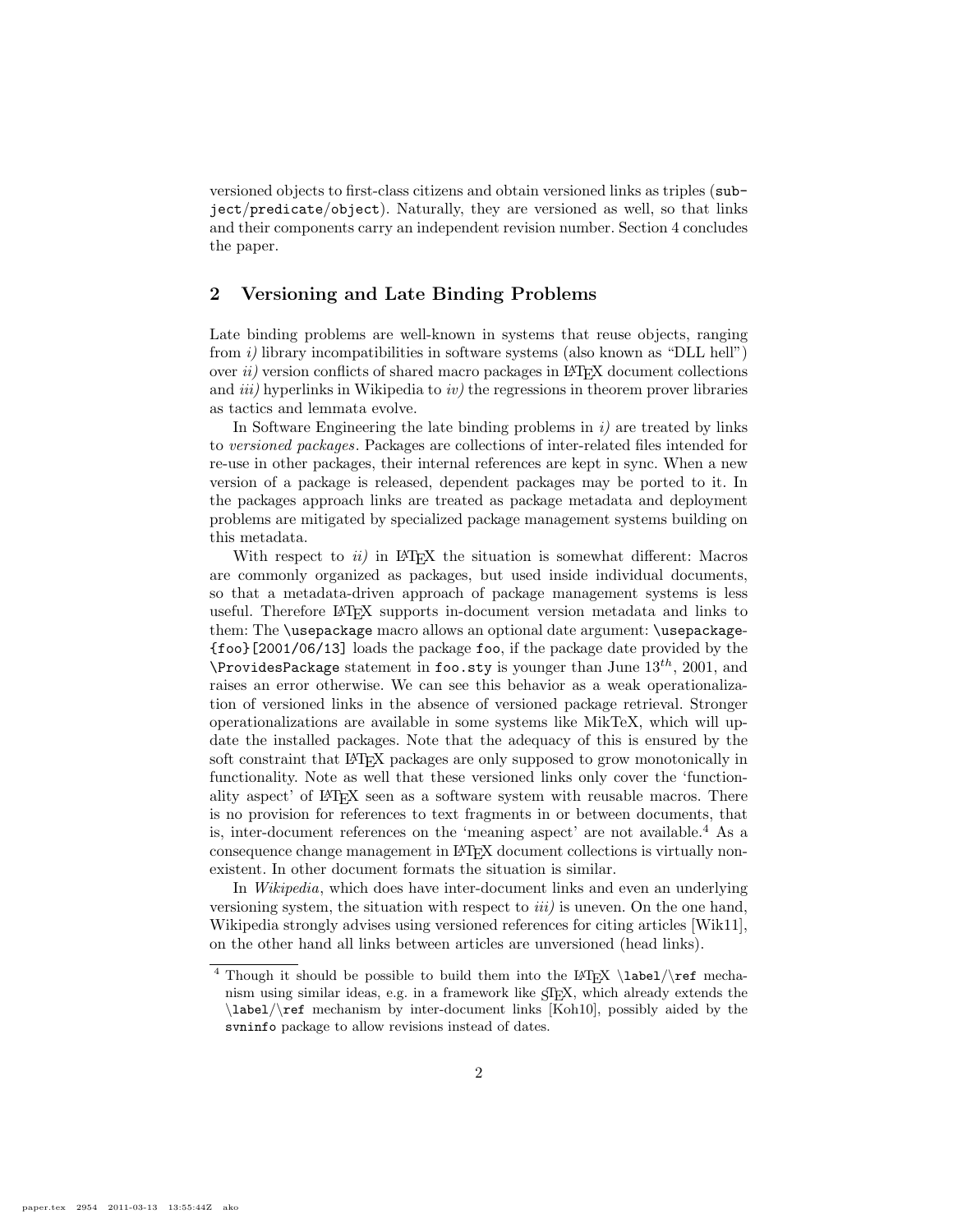versioned objects to first-class citizens and obtain versioned links as triples (`subject/predicate/object`). Naturally, they are versioned as well, so that links and their components carry an independent revision number. Section 4 concludes the paper.

## 2 Versioning and Late Binding Problems

Late binding problems are well-known in systems that reuse objects, ranging from *i)* library incompatibilities in software systems (also known as "DLL hell") over *ii)* version conflicts of shared macro packages in LaTeX document collections and *iii)* hyperlinks in Wikipedia to *iv)* the regressions in theorem prover libraries as tactics and lemmata evolve.

In Software Engineering the late binding problems in *i)* are treated by links to *versioned packages*. Packages are collections of inter-related files intended for re-use in other packages, their internal references are kept in sync. When a new version of a package is released, dependent packages may be ported to it. In the packages approach links are treated as package metadata and deployment problems are mitigated by specialized package management systems building on this metadata.

With respect to *ii)* in LaTeX the situation is somewhat different: Macros are commonly organized as packages, but used inside individual documents, so that a metadata-driven approach of package management systems is less useful. Therefore LaTeX supports in-document version metadata and links to them: The `\usepackage` macro allows an optional date argument: `\usepackage{foo}[2001/06/13]` loads the package `foo`, if the package date provided by the `\ProvidesPackage` statement in `foo.sty` is younger than June $13^{th}$, 2001, and raises an error otherwise. We can see this behavior as a weak operationalization of versioned links in the absence of versioned package retrieval. Stronger operationalizations are available in some systems like MikTeX, which will update the installed packages. Note that the adequacy of this is ensured by the soft constraint that LaTeX packages are only supposed to grow monotonically in functionality. Note as well that these versioned links only cover the 'functionality aspect' of LaTeX seen as a software system with reusable macros. There is no provision for references to text fragments in or between documents, that is, inter-document references on the 'meaning aspect' are not available.[4] As a consequence change management in LaTeX document collections is virtually non-existent. In other document formats the situation is similar.

In *Wikipedia*, which does have inter-document links and even an underlying versioning system, the situation with respect to *iii)* is uneven. On the one hand, Wikipedia strongly advises using versioned references for citing articles [Wik11], on the other hand all links between articles are unversioned (head links).

[4] Though it should be possible to build them into the LaTeX `\label`/`\ref` mechanism using similar ideas, e.g. in a framework like sTeX, which already extends the `\label`/`\ref` mechanism by inter-document links [Koh10], possibly aided by the `svninfo` package to allow revisions instead of dates.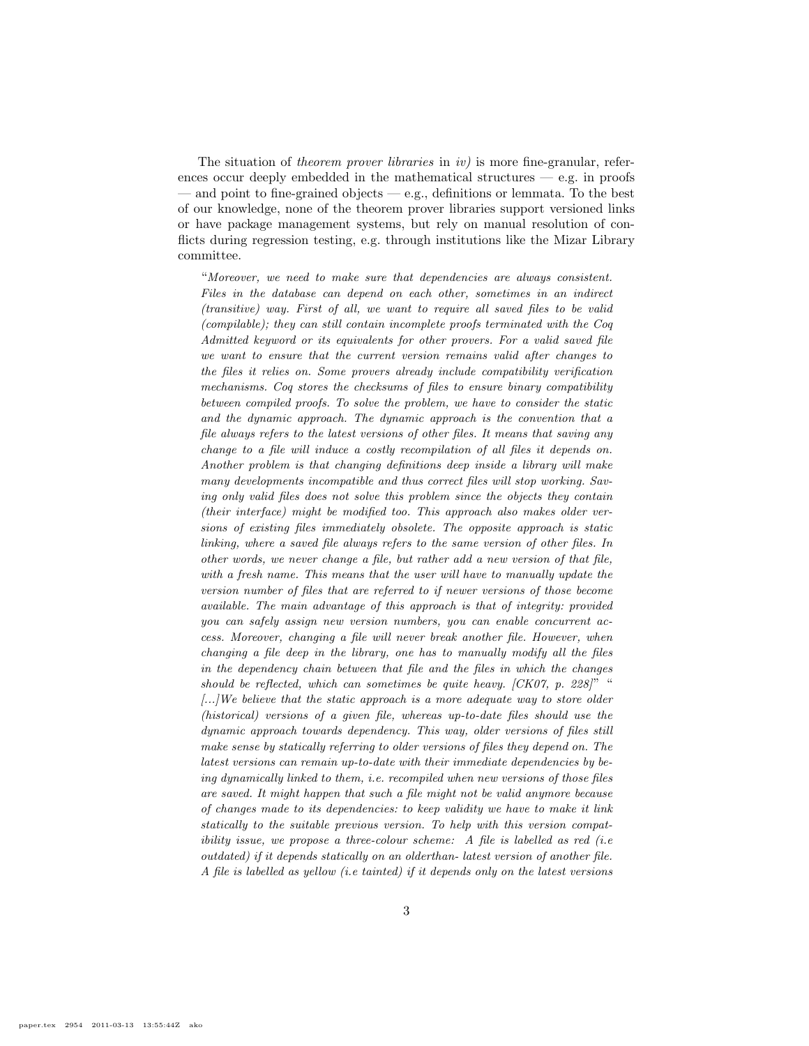The situation of *theorem prover libraries* in *iv)* is more fine-granular, references occur deeply embedded in the mathematical structures — e.g. in proofs — and point to fine-grained objects — e.g., definitions or lemmata. To the best of our knowledge, none of the theorem prover libraries support versioned links or have package management systems, but rely on manual resolution of conflicts during regression testing, e.g. through institutions like the Mizar Library committee.

> "*Moreover, we need to make sure that dependencies are always consistent. Files in the database can depend on each other, sometimes in an indirect (transitive) way. First of all, we want to require all saved files to be valid (compilable); they can still contain incomplete proofs terminated with the Coq Admitted keyword or its equivalents for other provers. For a valid saved file we want to ensure that the current version remains valid after changes to the files it relies on. Some provers already include compatibility verification mechanisms. Coq stores the checksums of files to ensure binary compatibility between compiled proofs. To solve the problem, we have to consider the static and the dynamic approach. The dynamic approach is the convention that a file always refers to the latest versions of other files. It means that saving any change to a file will induce a costly recompilation of all files it depends on. Another problem is that changing definitions deep inside a library will make many developments incompatible and thus correct files will stop working. Saving only valid files does not solve this problem since the objects they contain (their interface) might be modified too. This approach also makes older versions of existing files immediately obsolete. The opposite approach is static linking, where a saved file always refers to the same version of other files. In other words, we never change a file, but rather add a new version of that file, with a fresh name. This means that the user will have to manually update the version number of files that are referred to if newer versions of those become available. The main advantage of this approach is that of integrity: provided you can safely assign new version numbers, you can enable concurrent access. Moreover, changing a file will never break another file. However, when changing a file deep in the library, one has to manually modify all the files in the dependency chain between that file and the files in which the changes should be reflected, which can sometimes be quite heavy. [CK07, p. 228]*" "*[...]We believe that the static approach is a more adequate way to store older (historical) versions of a given file, whereas up-to-date files should use the dynamic approach towards dependency. This way, older versions of files still make sense by statically referring to older versions of files they depend on. The latest versions can remain up-to-date with their immediate dependencies by being dynamically linked to them, i.e. recompiled when new versions of those files are saved. It might happen that such a file might not be valid anymore because of changes made to its dependencies: to keep validity we have to make it link statically to the suitable previous version. To help with this version compatibility issue, we propose a three-colour scheme: A file is labelled as red (i.e outdated) if it depends statically on an olderthan- latest version of another file. A file is labelled as yellow (i.e tainted) if it depends only on the latest versions*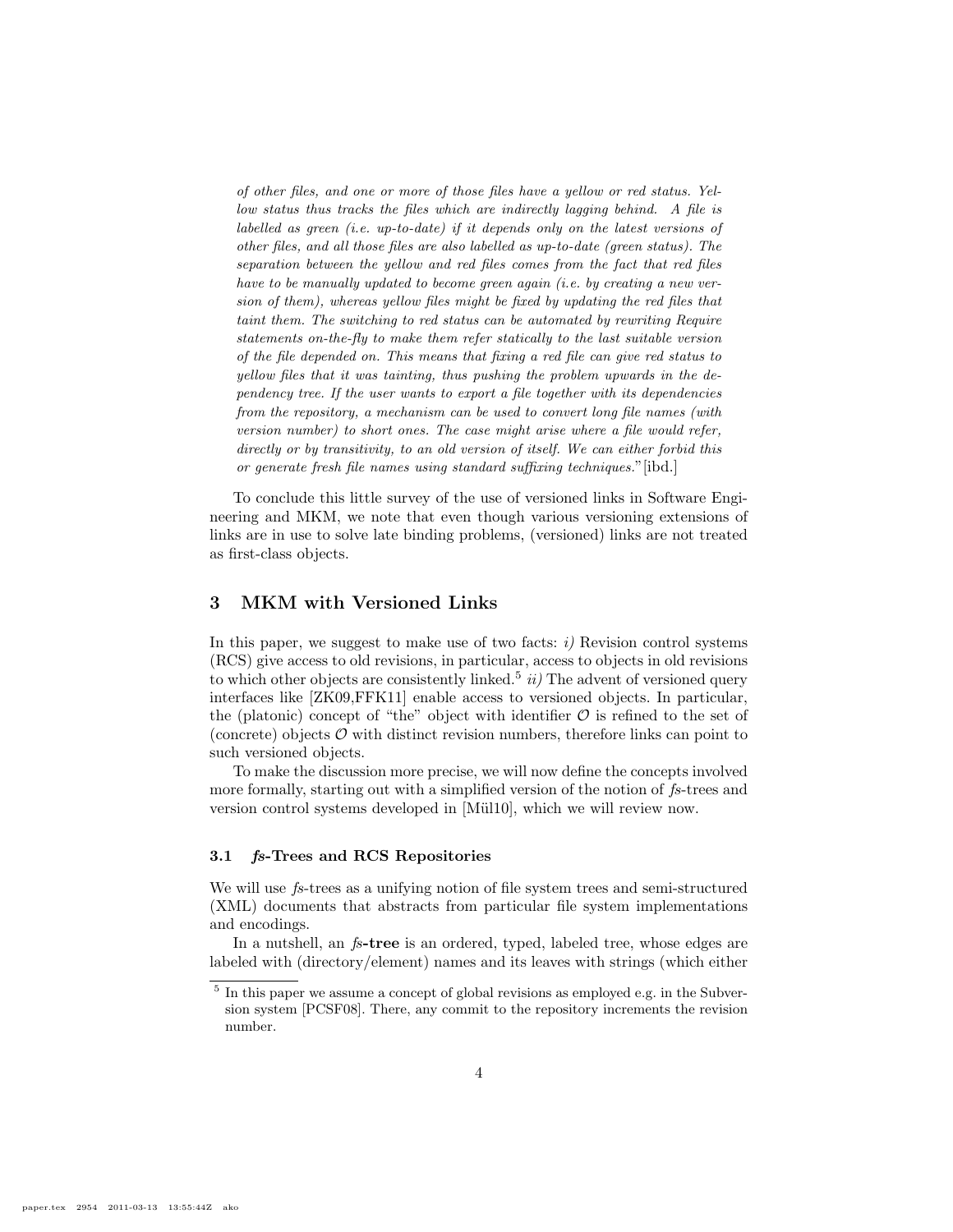*of other files, and one or more of those files have a yellow or red status. Yellow status thus tracks the files which are indirectly lagging behind. A file is labelled as green (i.e. up-to-date) if it depends only on the latest versions of other files, and all those files are also labelled as up-to-date (green status). The separation between the yellow and red files comes from the fact that red files have to be manually updated to become green again (i.e. by creating a new version of them), whereas yellow files might be fixed by updating the red files that taint them. The switching to red status can be automated by rewriting Require statements on-the-fly to make them refer statically to the last suitable version of the file depended on. This means that fixing a red file can give red status to yellow files that it was tainting, thus pushing the problem upwards in the dependency tree. If the user wants to export a file together with its dependencies from the repository, a mechanism can be used to convert long file names (with version number) to short ones. The case might arise where a file would refer, directly or by transitivity, to an old version of itself. We can either forbid this or generate fresh file names using standard suffixing techniques.*"[ibd.]

To conclude this little survey of the use of versioned links in Software Engineering and MKM, we note that even though various versioning extensions of links are in use to solve late binding problems, (versioned) links are not treated as first-class objects.

## 3 MKM with Versioned Links

In this paper, we suggest to make use of two facts: *i)* Revision control systems (RCS) give access to old revisions, in particular, access to objects in old revisions to which other objects are consistently linked.[5] *ii)* The advent of versioned query interfaces like [ZK09,FFK11] enable access to versioned objects. In particular, the (platonic) concept of "the" object with identifier $\mathcal{O}$ is refined to the set of (concrete) objects $\mathcal{O}$ with distinct revision numbers, therefore links can point to such versioned objects.

To make the discussion more precise, we will now define the concepts involved more formally, starting out with a simplified version of the notion of *fs*-trees and version control systems developed in [Mül10], which we will review now.

### 3.1 *fs*-Trees and RCS Repositories

We will use *fs*-trees as a unifying notion of file system trees and semi-structured (XML) documents that abstracts from particular file system implementations and encodings.

In a nutshell, an ***fs*-tree** is an ordered, typed, labeled tree, whose edges are labeled with (directory/element) names and its leaves with strings (which either

[5] In this paper we assume a concept of global revisions as employed e.g. in the Subversion system [PCSF08]. There, any commit to the repository increments the revision number.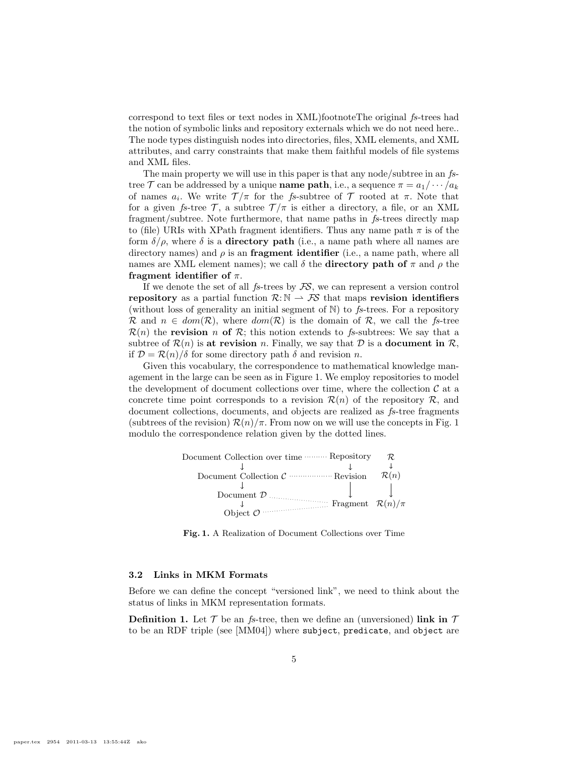correspond to text files or text nodes in XML)footnoteThe original *fs*-trees had the notion of symbolic links and repository externals which we do not need here.. The node types distinguish nodes into directories, files, XML elements, and XML attributes, and carry constraints that make them faithful models of file systems and XML files.

The main property we will use in this paper is that any node/subtree in an *fs*-tree $\mathcal{T}$ can be addressed by a unique **name path**, i.e., a sequence $\pi = a_1/\cdots/a_k$ of names $a_i$. We write $\mathcal{T}/\pi$ for the *fs*-subtree of $\mathcal{T}$ rooted at $\pi$. Note that for a given *fs*-tree $\mathcal{T}$, a subtree $\mathcal{T}/\pi$ is either a directory, a file, or an XML fragment/subtree. Note furthermore, that name paths in *fs*-trees directly map to (file) URIs with XPath fragment identifiers. Thus any name path $\pi$ is of the form $\delta/\rho$, where $\delta$ is a **directory path** (i.e., a name path where all names are directory names) and $\rho$ is an **fragment identifier** (i.e., a name path, where all names are XML element names); we call $\delta$ the **directory path of** $\pi$ and $\rho$ the **fragment identifier of** $\pi$.

If we denote the set of all *fs*-trees by $\mathcal{FS}$, we can represent a version control **repository** as a partial function $\mathcal{R}\colon \mathbb{N} \rightharpoonup \mathcal{FS}$ that maps **revision identifiers** (without loss of generality an initial segment of $\mathbb{N}$) to *fs*-trees. For a repository $\mathcal{R}$ and $n \in dom(\mathcal{R})$, where $dom(\mathcal{R})$ is the domain of $\mathcal{R}$, we call the *fs*-tree $\mathcal{R}(n)$ the **revision** $n$ **of** $\mathcal{R}$; this notion extends to *fs*-subtrees: We say that a subtree of $\mathcal{R}(n)$ is **at revision** $n$. Finally, we say that $\mathcal{D}$ is a **document in** $\mathcal{R}$, if $\mathcal{D} = \mathcal{R}(n)/\delta$ for some directory path $\delta$ and revision $n$.

Given this vocabulary, the correspondence to mathematical knowledge management in the large can be seen as in Figure 1. We employ repositories to model the development of document collections over time, where the collection $\mathcal{C}$ at a concrete time point corresponds to a revision $\mathcal{R}(n)$ of the repository $\mathcal{R}$, and document collections, documents, and objects are realized as *fs*-tree fragments (subtrees of the revision) $\mathcal{R}(n)/\pi$. From now on we will use the concepts in Fig. 1 modulo the correspondence relation given by the dotted lines.

| | | |
|---|---|---|
| Document Collection over time | Repository | $\mathcal{R}$ |
| ↓ | ↓ | ↓ |
| Document Collection $\mathcal{C}$ | Revision | $\mathcal{R}(n)$ |
| ↓ | ↓ | ↓ |
| Document $\mathcal{D}$ | | |
| ↓ | Fragment | $\mathcal{R}(n)/\pi$ |
| Object $\mathcal{O}$ | | |

**Fig. 1.** A Realization of Document Collections over Time

### 3.2 Links in MKM Formats

Before we can define the concept "versioned link", we need to think about the status of links in MKM representation formats.

**Definition 1.** Let $\mathcal{T}$ be an *fs*-tree, then we define an (unversioned) **link in** $\mathcal{T}$ to be an RDF triple (see [MM04]) where `subject`, `predicate`, and `object` are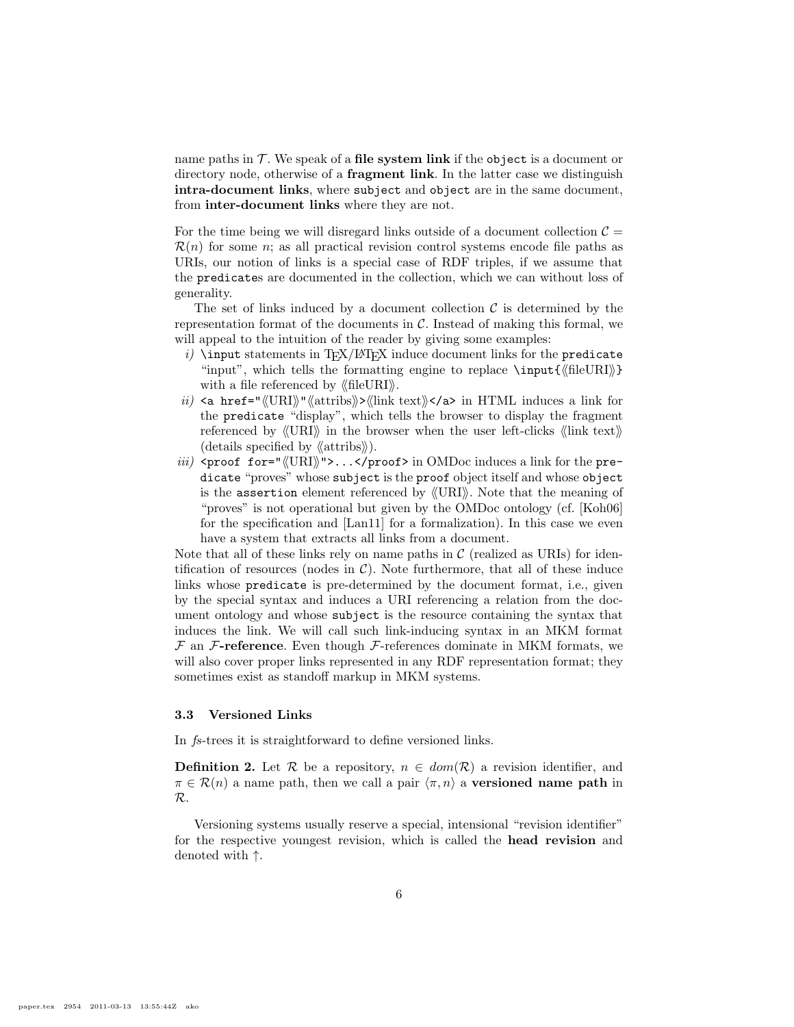name paths in $\mathcal{T}$. We speak of a **file system link** if the `object` is a document or directory node, otherwise of a **fragment link**. In the latter case we distinguish **intra-document links**, where `subject` and `object` are in the same document, from **inter-document links** where they are not.

For the time being we will disregard links outside of a document collection $\mathcal{C} = \mathcal{R}(n)$ for some $n$; as all practical revision control systems encode file paths as URIs, our notion of links is a special case of RDF triples, if we assume that the `predicate`s are documented in the collection, which we can without loss of generality.

The set of links induced by a document collection $\mathcal{C}$ is determined by the representation format of the documents in $\mathcal{C}$. Instead of making this formal, we will appeal to the intuition of the reader by giving some examples:

*i)* `\input` statements in TEX/LATEX induce document links for the `predicate` "input", which tells the formatting engine to replace `\input{`⟪fileURI⟫`}` with a file referenced by ⟪fileURI⟫.

*ii)* `<a href="`⟪URI⟫`"`⟪attribs⟫`>`⟪link text⟫`</a>` in HTML induces a link for the `predicate` "display", which tells the browser to display the fragment referenced by ⟪URI⟫ in the browser when the user left-clicks ⟪link text⟫ (details specified by ⟪attribs⟫).

*iii)* `<proof for="`⟪URI⟫`">...</proof>` in OMDoc induces a link for the `predicate` "proves" whose `subject` is the `proof` object itself and whose `object` is the `assertion` element referenced by ⟪URI⟫. Note that the meaning of "proves" is not operational but given by the OMDoc ontology (cf. [Koh06] for the specification and [Lan11] for a formalization). In this case we even have a system that extracts all links from a document.

Note that all of these links rely on name paths in $\mathcal{C}$ (realized as URIs) for identification of resources (nodes in $\mathcal{C}$). Note furthermore, that all of these induce links whose `predicate` is pre-determined by the document format, i.e., given by the special syntax and induces a URI referencing a relation from the document ontology and whose `subject` is the resource containing the syntax that induces the link. We will call such link-inducing syntax in an MKM format $\mathcal{F}$ an **$\mathcal{F}$-reference**. Even though $\mathcal{F}$-references dominate in MKM formats, we will also cover proper links represented in any RDF representation format; they sometimes exist as standoff markup in MKM systems.

### 3.3 Versioned Links

In *fs*-trees it is straightforward to define versioned links.

**Definition 2.** Let $\mathcal{R}$ be a repository, $n \in dom(\mathcal{R})$ a revision identifier, and $\pi \in \mathcal{R}(n)$ a name path, then we call a pair $\langle \pi, n \rangle$ a **versioned name path** in $\mathcal{R}$.

Versioning systems usually reserve a special, intensional "revision identifier" for the respective youngest revision, which is called the **head revision** and denoted with $\uparrow$.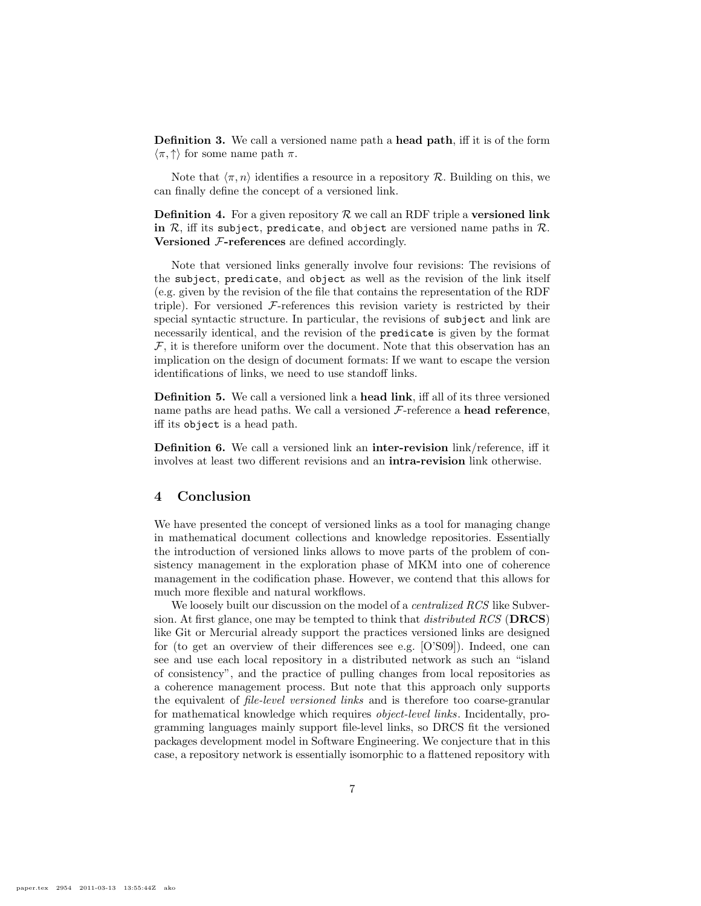**Definition 3.** We call a versioned name path a **head path**, iff it is of the form $\langle \pi, \uparrow \rangle$ for some name path $\pi$.

Note that $\langle \pi, n \rangle$ identifies a resource in a repository $\mathcal{R}$. Building on this, we can finally define the concept of a versioned link.

**Definition 4.** For a given repository $\mathcal{R}$ we call an RDF triple a **versioned link in** $\mathcal{R}$, iff its `subject`, `predicate`, and `object` are versioned name paths in $\mathcal{R}$. **Versioned $\mathcal{F}$-references** are defined accordingly.

Note that versioned links generally involve four revisions: The revisions of the `subject`, `predicate`, and `object` as well as the revision of the link itself (e.g. given by the revision of the file that contains the representation of the RDF triple). For versioned $\mathcal{F}$-references this revision variety is restricted by their special syntactic structure. In particular, the revisions of `subject` and link are necessarily identical, and the revision of the `predicate` is given by the format $\mathcal{F}$, it is therefore uniform over the document. Note that this observation has an implication on the design of document formats: If we want to escape the version identifications of links, we need to use standoff links.

**Definition 5.** We call a versioned link a **head link**, iff all of its three versioned name paths are head paths. We call a versioned $\mathcal{F}$-reference a **head reference**, iff its `object` is a head path.

**Definition 6.** We call a versioned link an **inter-revision** link/reference, iff it involves at least two different revisions and an **intra-revision** link otherwise.

## 4 Conclusion

We have presented the concept of versioned links as a tool for managing change in mathematical document collections and knowledge repositories. Essentially the introduction of versioned links allows to move parts of the problem of consistency management in the exploration phase of MKM into one of coherence management in the codification phase. However, we contend that this allows for much more flexible and natural workflows.

We loosely built our discussion on the model of a *centralized RCS* like Subversion. At first glance, one may be tempted to think that *distributed RCS* (**DRCS**) like Git or Mercurial already support the practices versioned links are designed for (to get an overview of their differences see e.g. [O'S09]). Indeed, one can see and use each local repository in a distributed network as such an "island of consistency", and the practice of pulling changes from local repositories as a coherence management process. But note that this approach only supports the equivalent of *file-level versioned links* and is therefore too coarse-granular for mathematical knowledge which requires *object-level links*. Incidentally, programming languages mainly support file-level links, so DRCS fit the versioned packages development model in Software Engineering. We conjecture that in this case, a repository network is essentially isomorphic to a flattened repository with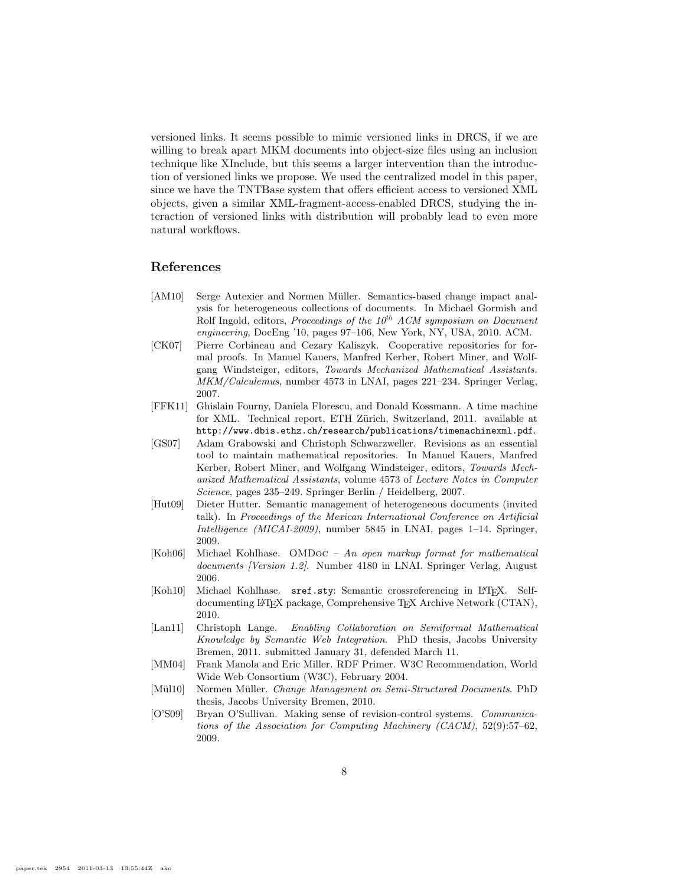versioned links. It seems possible to mimic versioned links in DRCS, if we are willing to break apart MKM documents into object-size files using an inclusion technique like XInclude, but this seems a larger intervention than the introduction of versioned links we propose. We used the centralized model in this paper, since we have the TNTBase system that offers efficient access to versioned XML objects, given a similar XML-fragment-access-enabled DRCS, studying the interaction of versioned links with distribution will probably lead to even more natural workflows.

## References

- [AM10] Serge Autexier and Normen Müller. Semantics-based change impact analysis for heterogeneous collections of documents. In Michael Gormish and Rolf Ingold, editors, *Proceedings of the $10^{th}$ ACM symposium on Document engineering*, DocEng '10, pages 97–106, New York, NY, USA, 2010. ACM.
- [CK07] Pierre Corbineau and Cezary Kaliszyk. Cooperative repositories for formal proofs. In Manuel Kauers, Manfred Kerber, Robert Miner, and Wolfgang Windsteiger, editors, *Towards Mechanized Mathematical Assistants. MKM/Calculemus*, number 4573 in LNAI, pages 221–234. Springer Verlag, 2007.
- [FFK11] Ghislain Fourny, Daniela Florescu, and Donald Kossmann. A time machine for XML. Technical report, ETH Zürich, Switzerland, 2011. available at `http://www.dbis.ethz.ch/research/publications/timemachinexml.pdf`.
- [GS07] Adam Grabowski and Christoph Schwarzweller. Revisions as an essential tool to maintain mathematical repositories. In Manuel Kauers, Manfred Kerber, Robert Miner, and Wolfgang Windsteiger, editors, *Towards Mechanized Mathematical Assistants*, volume 4573 of *Lecture Notes in Computer Science*, pages 235–249. Springer Berlin / Heidelberg, 2007.
- [Hut09] Dieter Hutter. Semantic management of heterogeneous documents (invited talk). In *Proceedings of the Mexican International Conference on Artificial Intelligence (MICAI-2009)*, number 5845 in LNAI, pages 1–14. Springer, 2009.
- [Koh06] Michael Kohlhase. OMDoc – *An open markup format for mathematical documents [Version 1.2]*. Number 4180 in LNAI. Springer Verlag, August 2006.
- [Koh10] Michael Kohlhase. `sref.sty`: Semantic crossreferencing in LaTeX. Self-documenting LaTeX package, Comprehensive TeX Archive Network (CTAN), 2010.
- [Lan11] Christoph Lange. *Enabling Collaboration on Semiformal Mathematical Knowledge by Semantic Web Integration*. PhD thesis, Jacobs University Bremen, 2011. submitted January 31, defended March 11.
- [MM04] Frank Manola and Eric Miller. RDF Primer. W3C Recommendation, World Wide Web Consortium (W3C), February 2004.
- [Mül10] Normen Müller. *Change Management on Semi-Structured Documents*. PhD thesis, Jacobs University Bremen, 2010.
- [O'S09] Bryan O'Sullivan. Making sense of revision-control systems. *Communications of the Association for Computing Machinery (CACM)*, 52(9):57–62, 2009.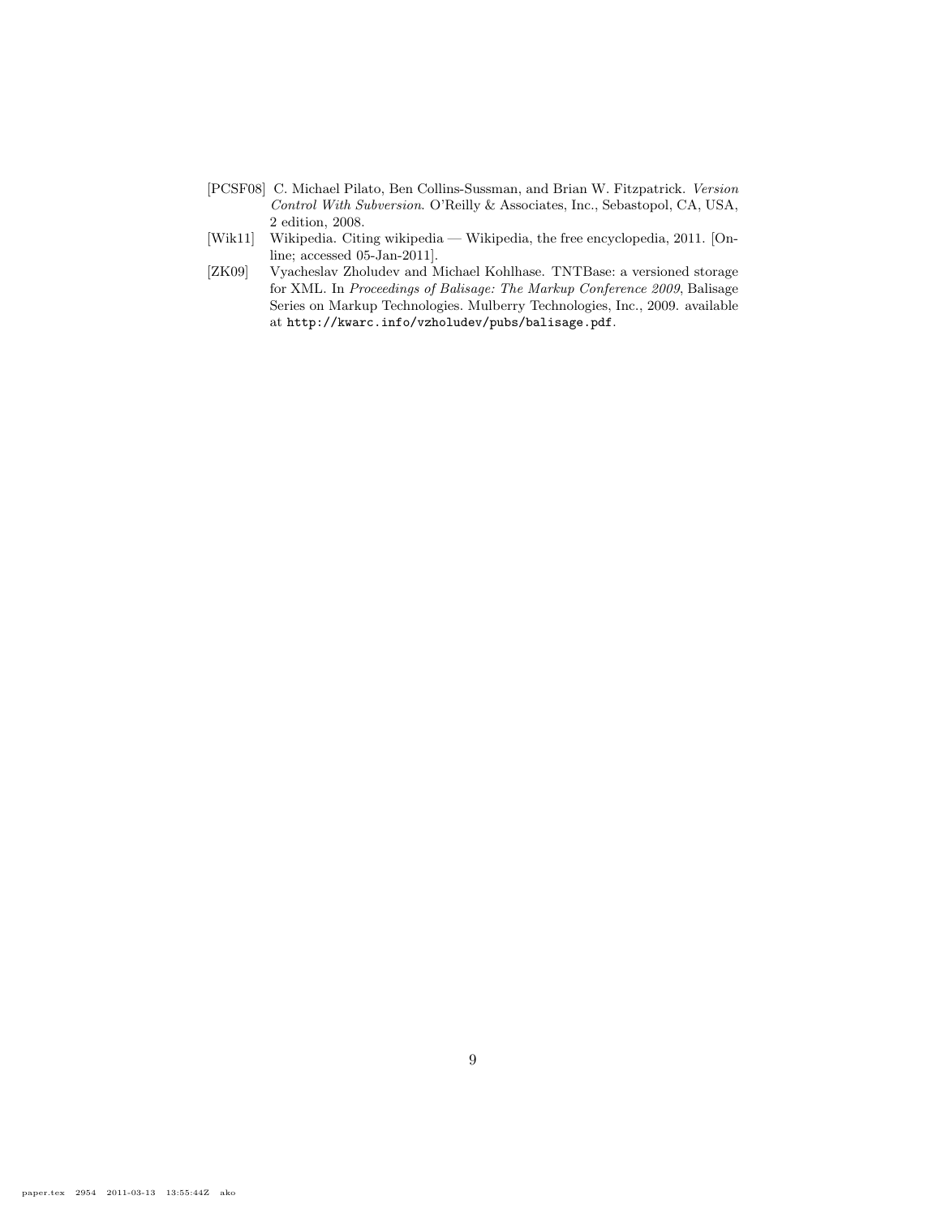[PCSF08] C. Michael Pilato, Ben Collins-Sussman, and Brian W. Fitzpatrick. *Version Control With Subversion*. O'Reilly & Associates, Inc., Sebastopol, CA, USA, 2 edition, 2008.

[Wik11] Wikipedia. Citing wikipedia — Wikipedia, the free encyclopedia, 2011. [Online; accessed 05-Jan-2011].

[ZK09] Vyacheslav Zholudev and Michael Kohlhase. TNTBase: a versioned storage for XML. In *Proceedings of Balisage: The Markup Conference 2009*, Balisage Series on Markup Technologies. Mulberry Technologies, Inc., 2009. available at `http://kwarc.info/vzholudev/pubs/balisage.pdf`.